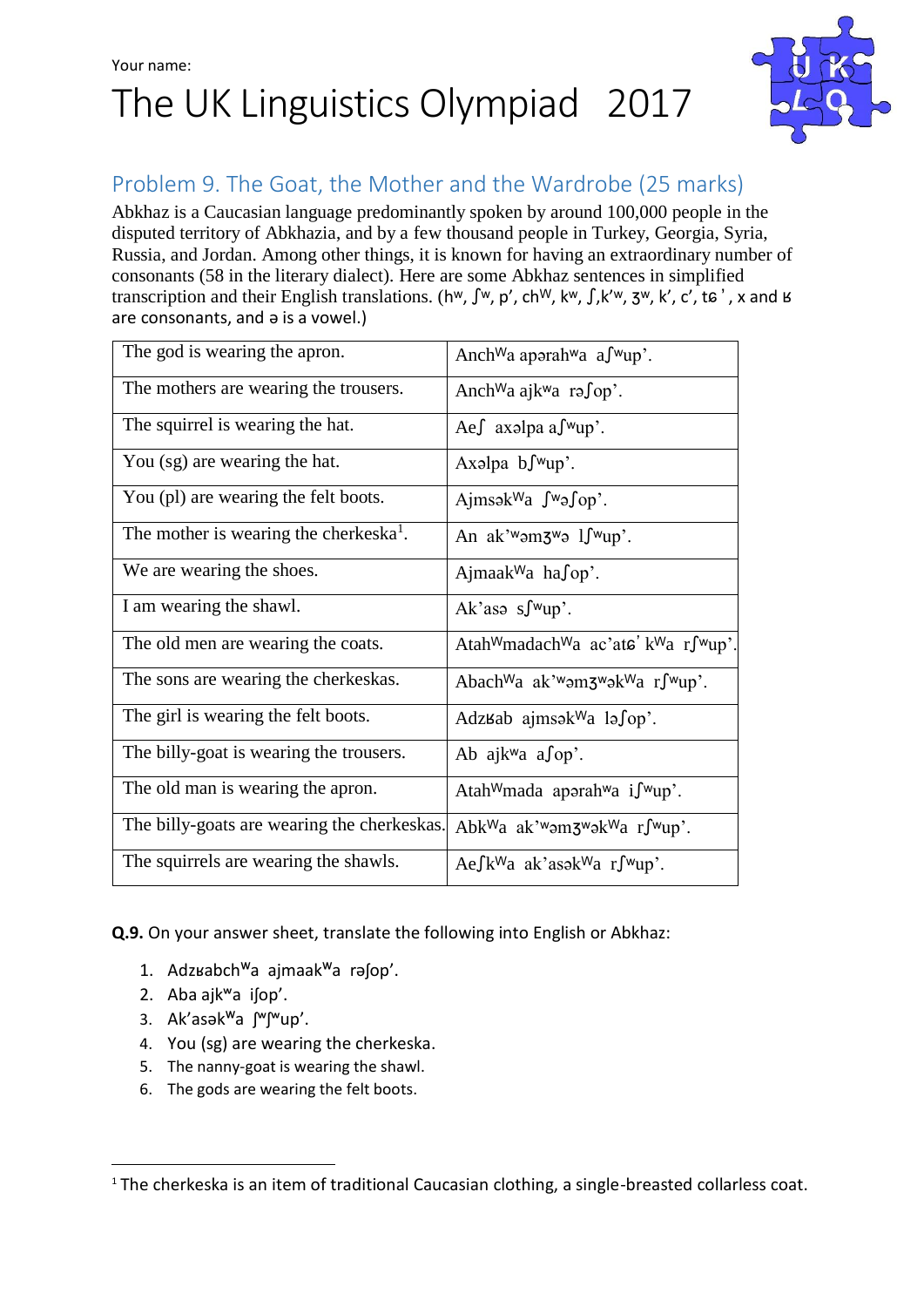Your name:

# The UK Linguistics Olympiad 2017

## Problem 9. The Goat, the Mother and the Wardrobe (25 marks)

Abkhaz is a Caucasian language predominantly spoken by around 100,000 people in the disputed territory of Abkhazia, and by a few thousand people in Turkey, Georgia, Syria, Russia, and Jordan. Among other things, it is known for having an extraordinary number of consonants (58 in the literary dialect). Here are some Abkhaz sentences in simplified transcription and their English translations. (hʷ, ʃʷ, p’, chᵂ, kʷ, ʃ,k’ʷ, ʒʷ, k’, c’, tɕ’, x and ʁ are consonants, and ə is a vowel.)

| | |
|---|---|
| The god is wearing the apron. | Anchᵂa apərahʷa aʃʷup’. |
| The mothers are wearing the trousers. | Anchᵂa ajkʷa rəʃop’. |
| The squirrel is wearing the hat. | Aeʃ axəlpa aʃʷup’. |
| You (sg) are wearing the hat. | Axəlpa bʃʷup’. |
| You (pl) are wearing the felt boots. | Ajmsəkᵂa ʃʷəʃop’. |
| The mother is wearing the cherkeska[1]. | An ak’ʷəmʒʷə lʃʷup’. |
| We are wearing the shoes. | Ajmaakᵂa haʃop’. |
| I am wearing the shawl. | Ak’asə sʃʷup’. |
| The old men are wearing the coats. | Atahᵂmadachᵂa ac’atɕ’kᵂa rʃʷup’. |
| The sons are wearing the cherkeskas. | Abachᵂa ak’ʷəmʒʷəkᵂa rʃʷup’. |
| The girl is wearing the felt boots. | Adzʁab ajmsəkᵂa ləʃop’. |
| The billy-goat is wearing the trousers. | Ab ajkʷa aʃop’. |
| The old man is wearing the apron. | Atahᵂmada apərahʷa iʃʷup’. |
| The billy-goats are wearing the cherkeskas. | Abkᵂa ak’ʷəmʒʷəkᵂa rʃʷup’. |
| The squirrels are wearing the shawls. | Aeʃkᵂa ak’asəkᵂa rʃʷup’. |

**Q.9.** On your answer sheet, translate the following into English or Abkhaz:

1. Adzʁabchᵂa ajmaakᵂa rəʃop’.
2. Aba ajkʷa iʃop’.
3. Ak’asəkᵂa ʃʷʃʷup’.
4. You (sg) are wearing the cherkeska.
5. The nanny-goat is wearing the shawl.
6. The gods are wearing the felt boots.

[1] The cherkeska is an item of traditional Caucasian clothing, a single-breasted collarless coat.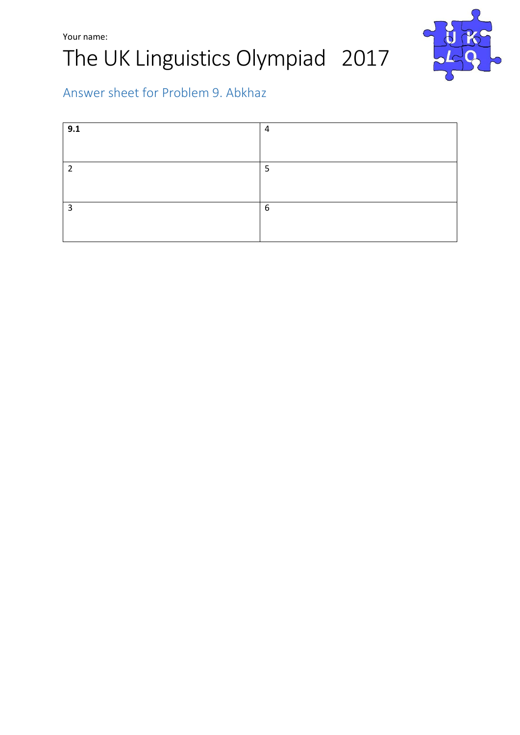Your name:

# The UK Linguistics Olympiad 2017

## Answer sheet for Problem 9. Abkhaz

| **9.1** | 4 |
|---|---|
| 2 | 5 |
| 3 | 6 |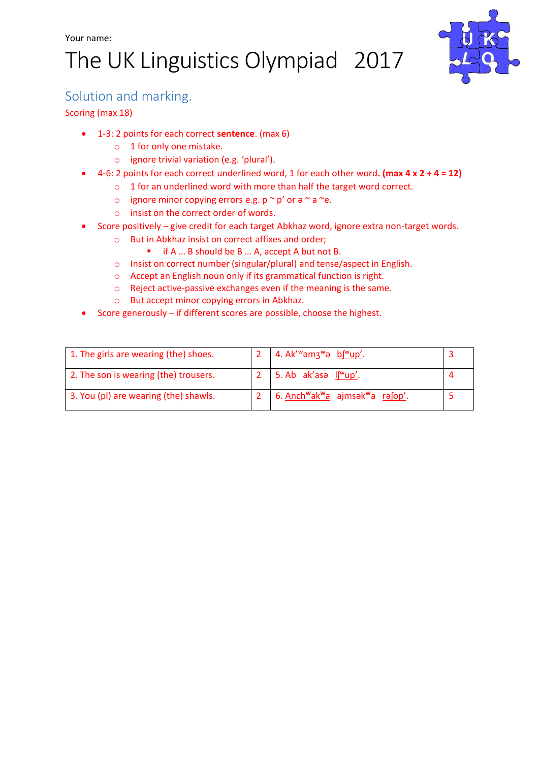Your name:

# The UK Linguistics Olympiad 2017

## Solution and marking.

Scoring (max 18)

- 1-3: 2 points for each correct **sentence**. (max 6)
  - 1 for only one mistake.
  - ignore trivial variation (e.g. 'plural').
- 4-6: 2 points for each correct underlined word, 1 for each other word**. (max 4 x 2 + 4 = 12)**
  - 1 for an underlined word with more than half the target word correct.
  - ignore minor copying errors e.g. p ~ p' or ə ~ a ~e.
  - insist on the correct order of words.
- Score positively – give credit for each target Abkhaz word, ignore extra non-target words.
  - But in Abkhaz insist on correct affixes and order;
    - if A … B should be B … A, accept A but not B.
  - Insist on correct number (singular/plural) and tense/aspect in English.
  - Accept an English noun only if its grammatical function is right.
  - Reject active-passive exchanges even if the meaning is the same.
  - But accept minor copying errors in Abkhaz.
- Score generously – if different scores are possible, choose the highest.

| | | | |
|---|---|---|---|
| 1. The girls are wearing (the) shoes. | 2 | 4. Ak'ʷəmʒʷə <u>bʃʷup'</u>. | 3 |
| 2. The son is wearing (the) trousers. | 2 | 5. Ab ak'asə <u>lʃʷup'</u>. | 4 |
| 3. You (pl) are wearing (the) shawls. | 2 | 6. <u>Anchʷakʷa</u> ajmsəkʷa <u>rəʃop'</u>. | 5 |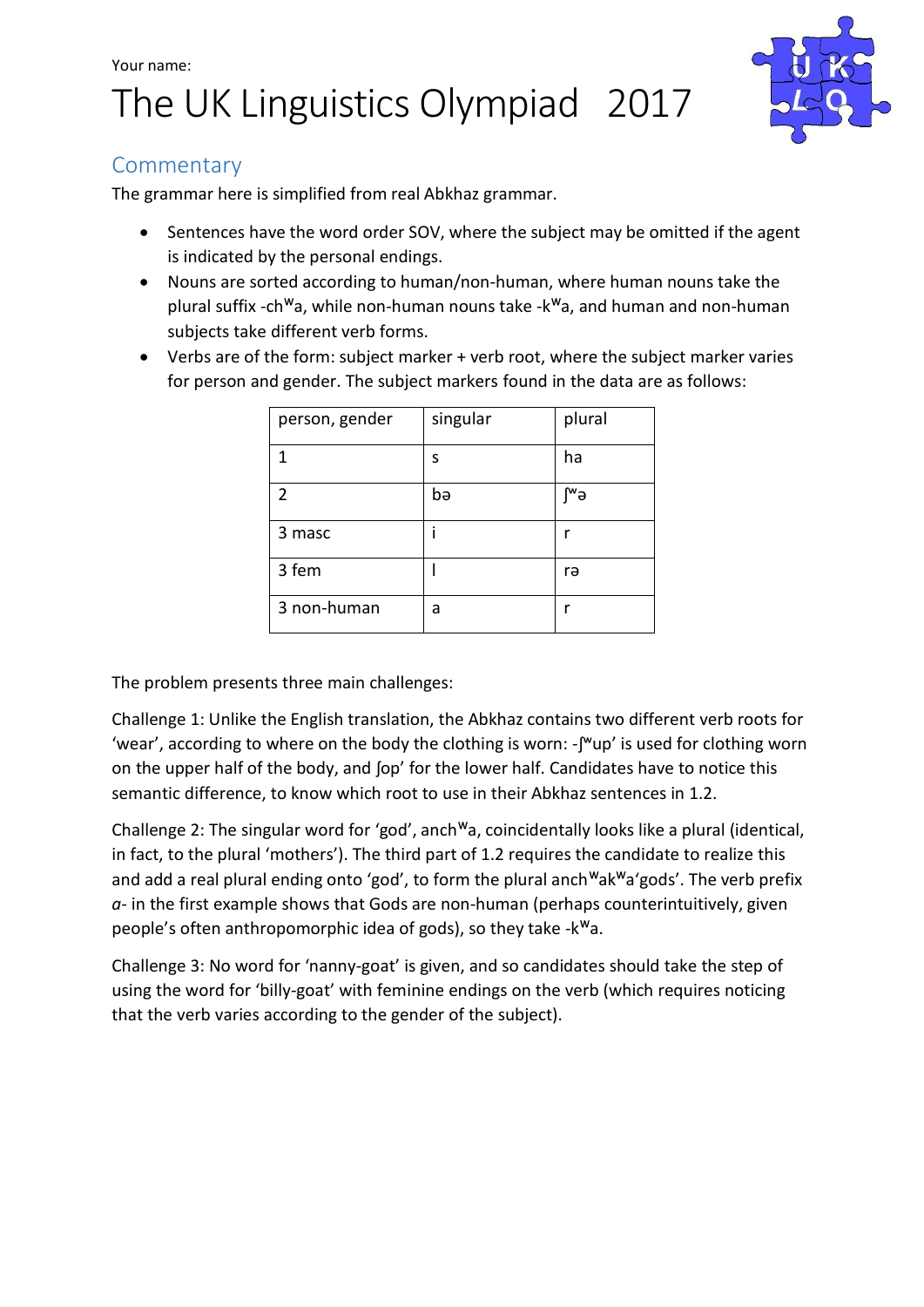Your name:

# The UK Linguistics Olympiad 2017

## Commentary

The grammar here is simplified from real Abkhaz grammar.

- Sentences have the word order SOV, where the subject may be omitted if the agent is indicated by the personal endings.
- Nouns are sorted according to human/non-human, where human nouns take the plural suffix -chʷa, while non-human nouns take -kʷa, and human and non-human subjects take different verb forms.
- Verbs are of the form: subject marker + verb root, where the subject marker varies for person and gender. The subject markers found in the data are as follows:

| person, gender | singular | plural |
|---|---|---|
| 1 | s | ha |
| 2 | bə | ʃʷə |
| 3 masc | i | r |
| 3 fem | l | rə |
| 3 non-human | a | r |

The problem presents three main challenges:

Challenge 1: Unlike the English translation, the Abkhaz contains two different verb roots for 'wear', according to where on the body the clothing is worn: -ʃʷup' is used for clothing worn on the upper half of the body, and ʃop' for the lower half. Candidates have to notice this semantic difference, to know which root to use in their Abkhaz sentences in 1.2.

Challenge 2: The singular word for 'god', anchʷa, coincidentally looks like a plural (identical, in fact, to the plural 'mothers'). The third part of 1.2 requires the candidate to realize this and add a real plural ending onto 'god', to form the plural anchʷakʷa'gods'. The verb prefix *a-* in the first example shows that Gods are non-human (perhaps counterintuitively, given people's often anthropomorphic idea of gods), so they take -kʷa.

Challenge 3: No word for 'nanny-goat' is given, and so candidates should take the step of using the word for 'billy-goat' with feminine endings on the verb (which requires noticing that the verb varies according to the gender of the subject).